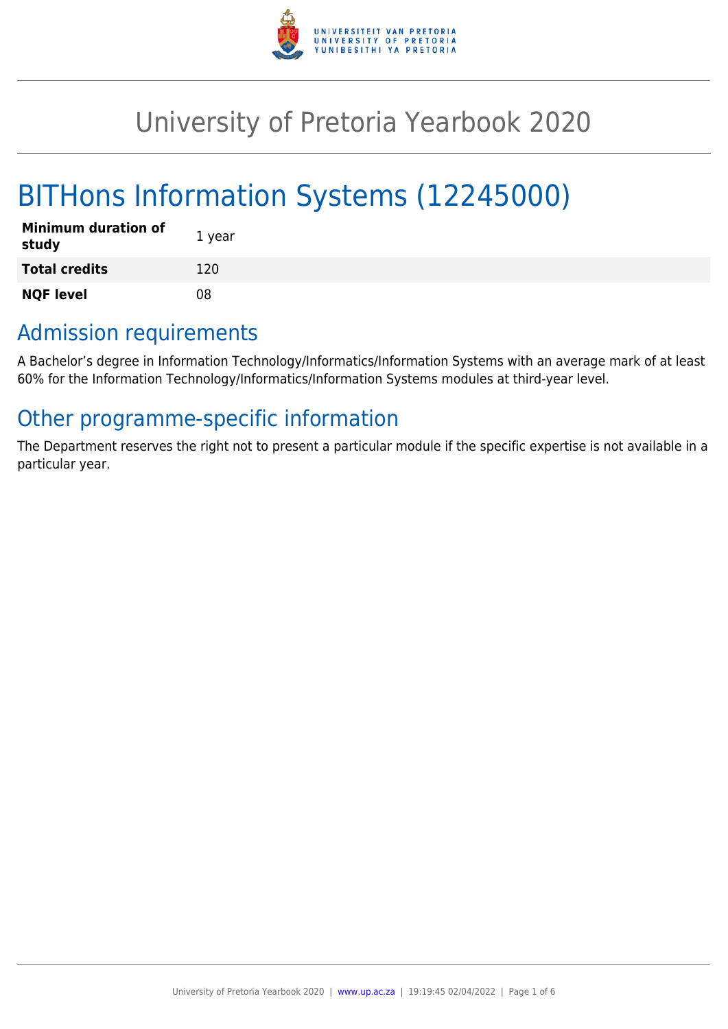# University of Pretoria Yearbook 2020

# BITHons Information Systems (12245000)

| **Minimum duration of study** | 1 year |
|---|---|
| **Total credits** | 120 |
| **NQF level** | 08 |

## Admission requirements

A Bachelor's degree in Information Technology/Informatics/Information Systems with an average mark of at least 60% for the Information Technology/Informatics/Information Systems modules at third-year level.

## Other programme-specific information

The Department reserves the right not to present a particular module if the specific expertise is not available in a particular year.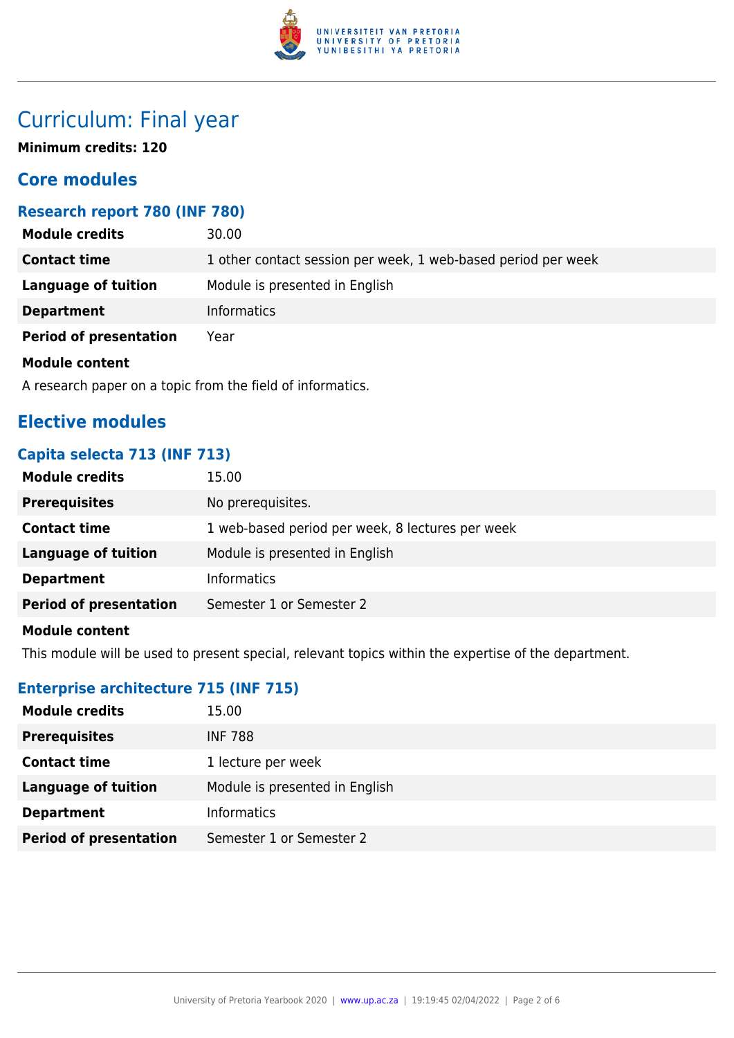# Curriculum: Final year

**Minimum credits: 120**

## Core modules

### Research report 780 (INF 780)

| | |
|---|---|
| **Module credits** | 30.00 |
| **Contact time** | 1 other contact session per week, 1 web-based period per week |
| **Language of tuition** | Module is presented in English |
| **Department** | Informatics |
| **Period of presentation** | Year |

**Module content**

A research paper on a topic from the field of informatics.

## Elective modules

### Capita selecta 713 (INF 713)

| | |
|---|---|
| **Module credits** | 15.00 |
| **Prerequisites** | No prerequisites. |
| **Contact time** | 1 web-based period per week, 8 lectures per week |
| **Language of tuition** | Module is presented in English |
| **Department** | Informatics |
| **Period of presentation** | Semester 1 or Semester 2 |

**Module content**

This module will be used to present special, relevant topics within the expertise of the department.

### Enterprise architecture 715 (INF 715)

| | |
|---|---|
| **Module credits** | 15.00 |
| **Prerequisites** | INF 788 |
| **Contact time** | 1 lecture per week |
| **Language of tuition** | Module is presented in English |
| **Department** | Informatics |
| **Period of presentation** | Semester 1 or Semester 2 |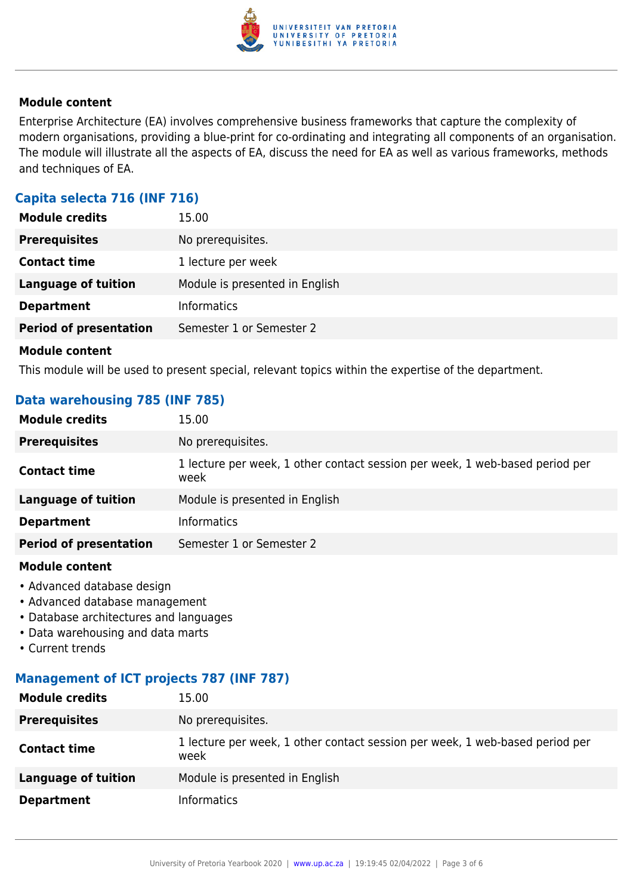**Module content**

Enterprise Architecture (EA) involves comprehensive business frameworks that capture the complexity of modern organisations, providing a blue-print for co-ordinating and integrating all components of an organisation. The module will illustrate all the aspects of EA, discuss the need for EA as well as various frameworks, methods and techniques of EA.

### Capita selecta 716 (INF 716)

| | |
|---|---|
| **Module credits** | 15.00 |
| **Prerequisites** | No prerequisites. |
| **Contact time** | 1 lecture per week |
| **Language of tuition** | Module is presented in English |
| **Department** | Informatics |
| **Period of presentation** | Semester 1 or Semester 2 |

**Module content**

This module will be used to present special, relevant topics within the expertise of the department.

### Data warehousing 785 (INF 785)

| | |
|---|---|
| **Module credits** | 15.00 |
| **Prerequisites** | No prerequisites. |
| **Contact time** | 1 lecture per week, 1 other contact session per week, 1 web-based period per week |
| **Language of tuition** | Module is presented in English |
| **Department** | Informatics |
| **Period of presentation** | Semester 1 or Semester 2 |

**Module content**

- Advanced database design
- Advanced database management
- Database architectures and languages
- Data warehousing and data marts
- Current trends

### Management of ICT projects 787 (INF 787)

| | |
|---|---|
| **Module credits** | 15.00 |
| **Prerequisites** | No prerequisites. |
| **Contact time** | 1 lecture per week, 1 other contact session per week, 1 web-based period per week |
| **Language of tuition** | Module is presented in English |
| **Department** | Informatics |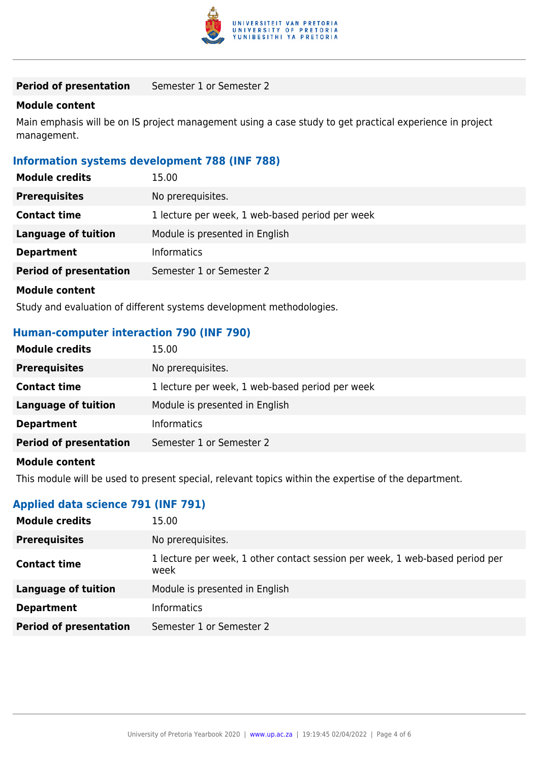| | |
|---|---|
| **Period of presentation** | Semester 1 or Semester 2 |

**Module content**

Main emphasis will be on IS project management using a case study to get practical experience in project management.

### Information systems development 788 (INF 788)

| | |
|---|---|
| **Module credits** | 15.00 |
| **Prerequisites** | No prerequisites. |
| **Contact time** | 1 lecture per week, 1 web-based period per week |
| **Language of tuition** | Module is presented in English |
| **Department** | Informatics |
| **Period of presentation** | Semester 1 or Semester 2 |

**Module content**

Study and evaluation of different systems development methodologies.

### Human-computer interaction 790 (INF 790)

| | |
|---|---|
| **Module credits** | 15.00 |
| **Prerequisites** | No prerequisites. |
| **Contact time** | 1 lecture per week, 1 web-based period per week |
| **Language of tuition** | Module is presented in English |
| **Department** | Informatics |
| **Period of presentation** | Semester 1 or Semester 2 |

**Module content**

This module will be used to present special, relevant topics within the expertise of the department.

### Applied data science 791 (INF 791)

| | |
|---|---|
| **Module credits** | 15.00 |
| **Prerequisites** | No prerequisites. |
| **Contact time** | 1 lecture per week, 1 other contact session per week, 1 web-based period per week |
| **Language of tuition** | Module is presented in English |
| **Department** | Informatics |
| **Period of presentation** | Semester 1 or Semester 2 |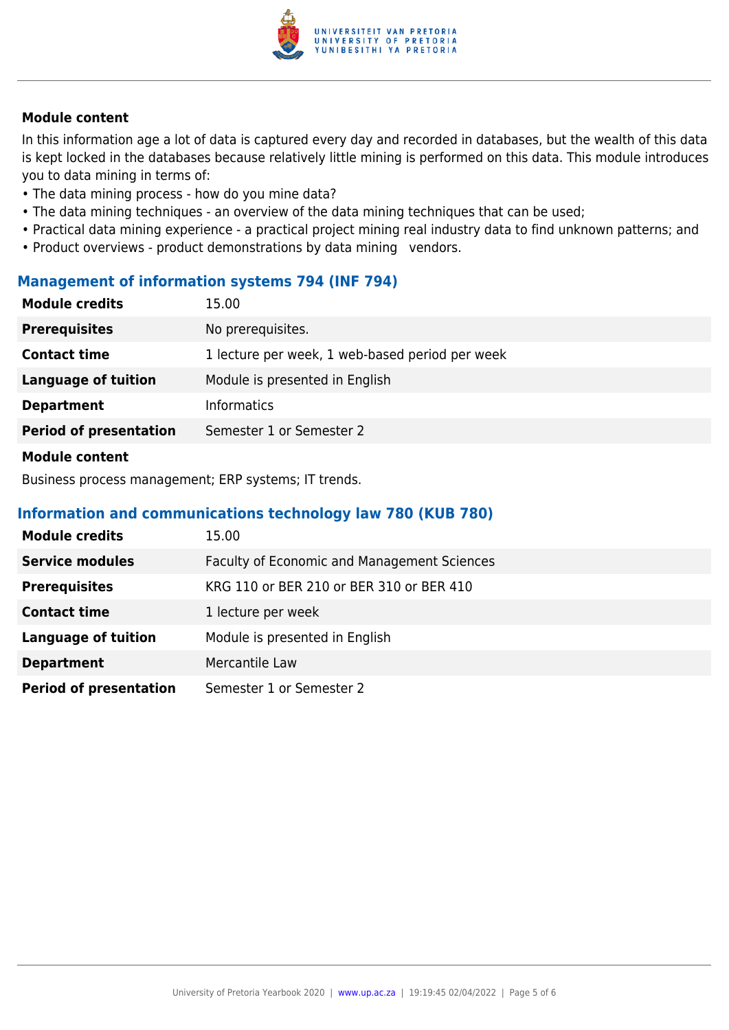**Module content**

In this information age a lot of data is captured every day and recorded in databases, but the wealth of this data is kept locked in the databases because relatively little mining is performed on this data. This module introduces you to data mining in terms of:

- The data mining process - how do you mine data?
- The data mining techniques - an overview of the data mining techniques that can be used;
- Practical data mining experience - a practical project mining real industry data to find unknown patterns; and
- Product overviews - product demonstrations by data mining vendors.

## Management of information systems 794 (INF 794)

| | |
|---|---|
| **Module credits** | 15.00 |
| **Prerequisites** | No prerequisites. |
| **Contact time** | 1 lecture per week, 1 web-based period per week |
| **Language of tuition** | Module is presented in English |
| **Department** | Informatics |
| **Period of presentation** | Semester 1 or Semester 2 |

**Module content**

Business process management; ERP systems; IT trends.

## Information and communications technology law 780 (KUB 780)

| | |
|---|---|
| **Module credits** | 15.00 |
| **Service modules** | Faculty of Economic and Management Sciences |
| **Prerequisites** | KRG 110 or BER 210 or BER 310 or BER 410 |
| **Contact time** | 1 lecture per week |
| **Language of tuition** | Module is presented in English |
| **Department** | Mercantile Law |
| **Period of presentation** | Semester 1 or Semester 2 |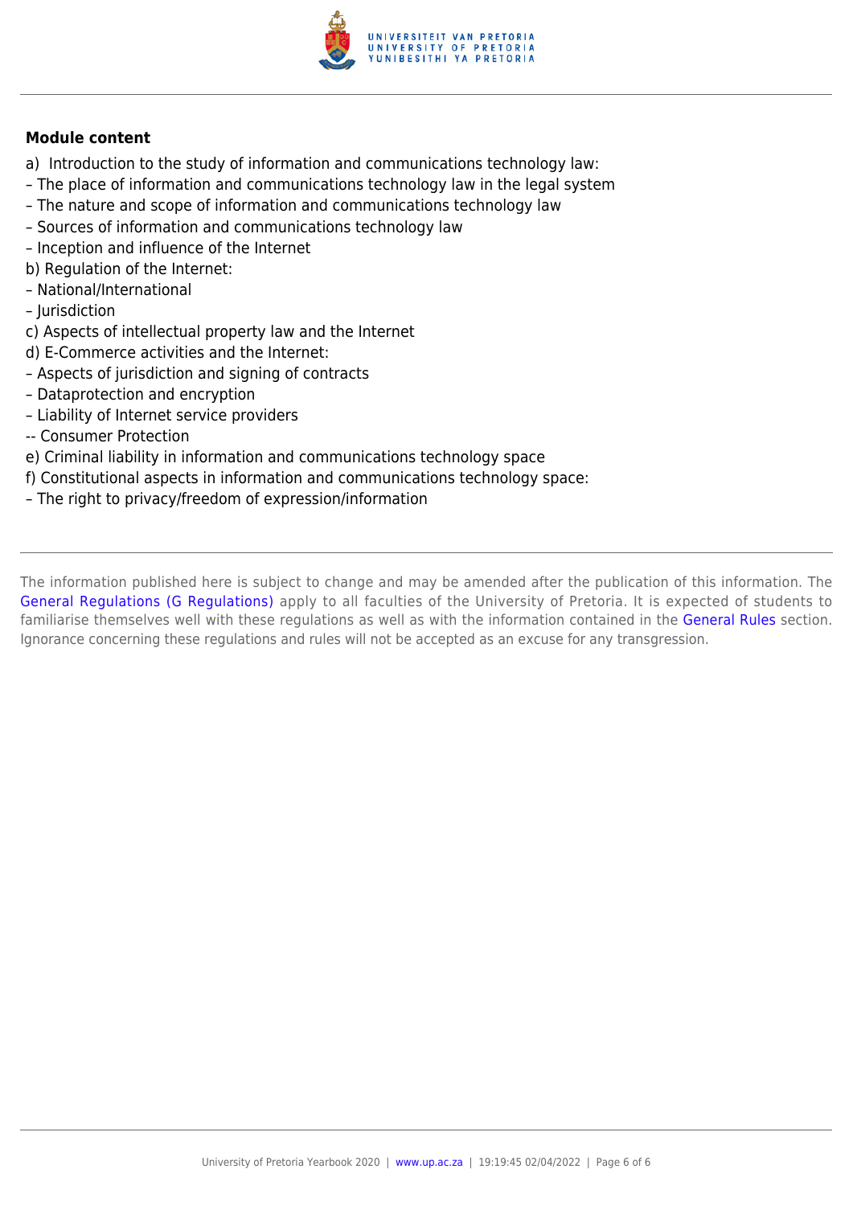**Module content**

a)  Introduction to the study of information and communications technology law:
– The place of information and communications technology law in the legal system
– The nature and scope of information and communications technology law
– Sources of information and communications technology law
– Inception and influence of the Internet
b) Regulation of the Internet:
– National/International
– Jurisdiction
c) Aspects of intellectual property law and the Internet
d) E-Commerce activities and the Internet:
– Aspects of jurisdiction and signing of contracts
– Dataprotection and encryption
– Liability of Internet service providers
-- Consumer Protection
e) Criminal liability in information and communications technology space
f) Constitutional aspects in information and communications technology space:
– The right to privacy/freedom of expression/information

The information published here is subject to change and may be amended after the publication of this information. The General Regulations (G Regulations) apply to all faculties of the University of Pretoria. It is expected of students to familiarise themselves well with these regulations as well as with the information contained in the General Rules section. Ignorance concerning these regulations and rules will not be accepted as an excuse for any transgression.